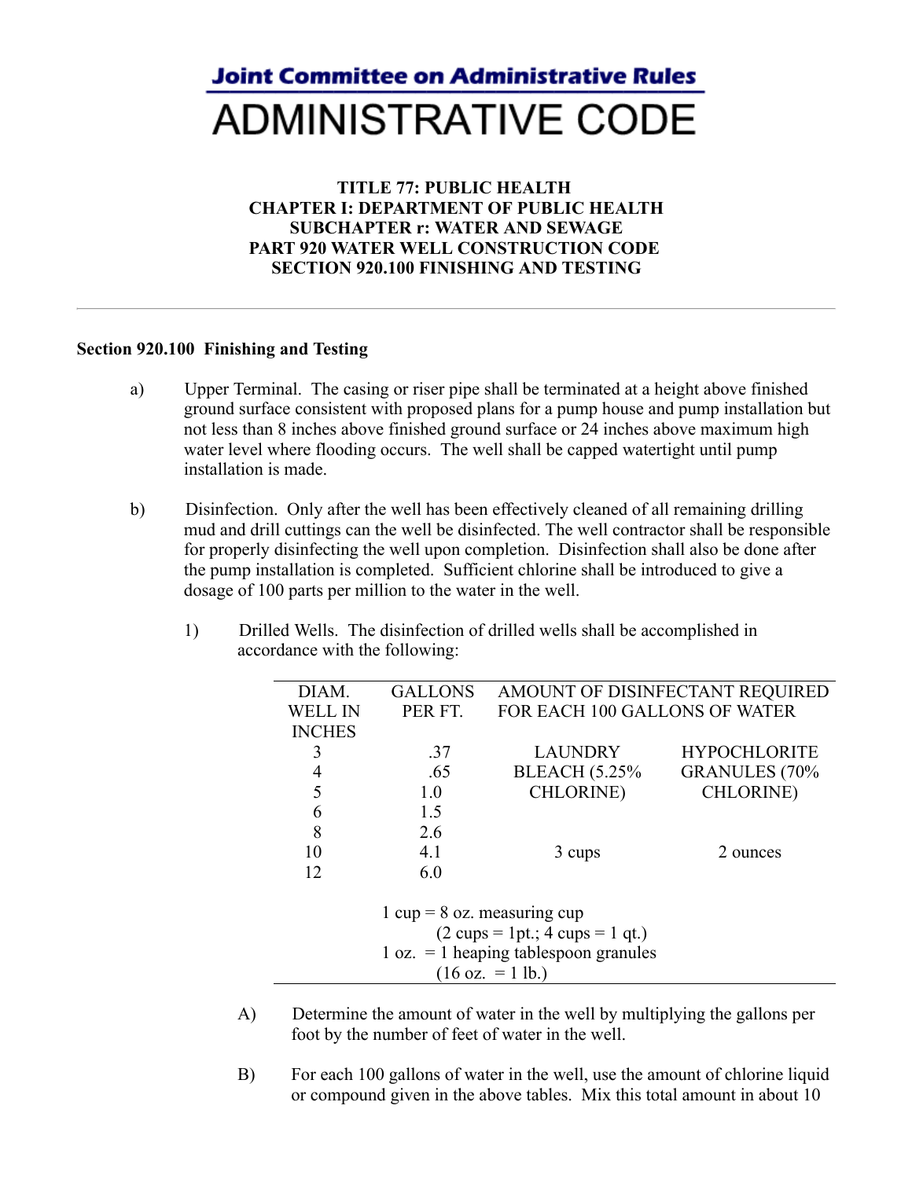# Joint Committee on Administrative Rules

# ADMINISTRATIVE CODE

**TITLE 77: PUBLIC HEALTH**
**CHAPTER I: DEPARTMENT OF PUBLIC HEALTH**
**SUBCHAPTER r: WATER AND SEWAGE**
**PART 920 WATER WELL CONSTRUCTION CODE**
**SECTION 920.100 FINISHING AND TESTING**

---

**Section 920.100 Finishing and Testing**

a) Upper Terminal. The casing or riser pipe shall be terminated at a height above finished ground surface consistent with proposed plans for a pump house and pump installation but not less than 8 inches above finished ground surface or 24 inches above maximum high water level where flooding occurs. The well shall be capped watertight until pump installation is made.

b) Disinfection. Only after the well has been effectively cleaned of all remaining drilling mud and drill cuttings can the well be disinfected. The well contractor shall be responsible for properly disinfecting the well upon completion. Disinfection shall also be done after the pump installation is completed. Sufficient chlorine shall be introduced to give a dosage of 100 parts per million to the water in the well.

1) Drilled Wells. The disinfection of drilled wells shall be accomplished in accordance with the following:

| DIAM. WELL IN INCHES | GALLONS PER FT. | AMOUNT OF DISINFECTANT REQUIRED FOR EACH 100 GALLONS OF WATER | |
|---|---|---|---|
| | | LAUNDRY BLEACH (5.25% CHLORINE) | HYPOCHLORITE GRANULES (70% CHLORINE) |
| 3 | .37 | | |
| 4 | .65 | | |
| 5 | 1.0 | | |
| 6 | 1.5 | | |
| 8 | 2.6 | | |
| 10 | 4.1 | 3 cups | 2 ounces |
| 12 | 6.0 | | |

1 cup = 8 oz. measuring cup
(2 cups = 1pt.; 4 cups = 1 qt.)
1 oz. = 1 heaping tablespoon granules
(16 oz. = 1 lb.)

A) Determine the amount of water in the well by multiplying the gallons per foot by the number of feet of water in the well.

B) For each 100 gallons of water in the well, use the amount of chlorine liquid or compound given in the above tables. Mix this total amount in about 10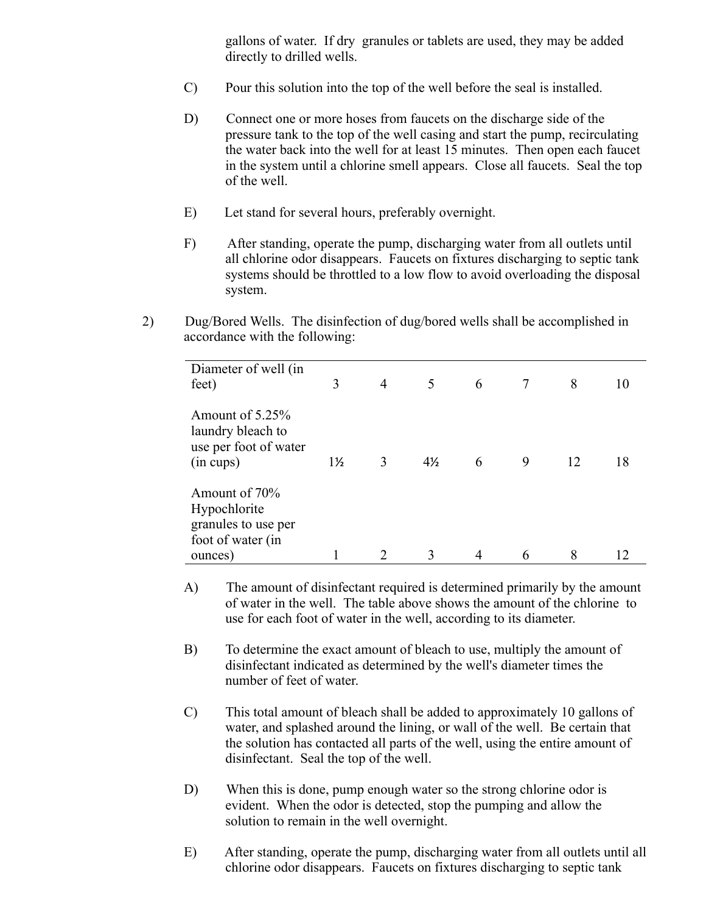gallons of water. If dry granules or tablets are used, they may be added directly to drilled wells.

C) Pour this solution into the top of the well before the seal is installed.

D) Connect one or more hoses from faucets on the discharge side of the pressure tank to the top of the well casing and start the pump, recirculating the water back into the well for at least 15 minutes. Then open each faucet in the system until a chlorine smell appears. Close all faucets. Seal the top of the well.

E) Let stand for several hours, preferably overnight.

F) After standing, operate the pump, discharging water from all outlets until all chlorine odor disappears. Faucets on fixtures discharging to septic tank systems should be throttled to a low flow to avoid overloading the disposal system.

2) Dug/Bored Wells. The disinfection of dug/bored wells shall be accomplished in accordance with the following:

| Diameter of well (in feet) | 3 | 4 | 5 | 6 | 7 | 8 | 10 |
|---|---|---|---|---|---|---|---|
| Amount of 5.25% laundry bleach to use per foot of water (in cups) | 1½ | 3 | 4½ | 6 | 9 | 12 | 18 |
| Amount of 70% Hypochlorite granules to use per foot of water (in ounces) | 1 | 2 | 3 | 4 | 6 | 8 | 12 |

A) The amount of disinfectant required is determined primarily by the amount of water in the well. The table above shows the amount of the chlorine to use for each foot of water in the well, according to its diameter.

B) To determine the exact amount of bleach to use, multiply the amount of disinfectant indicated as determined by the well's diameter times the number of feet of water.

C) This total amount of bleach shall be added to approximately 10 gallons of water, and splashed around the lining, or wall of the well. Be certain that the solution has contacted all parts of the well, using the entire amount of disinfectant. Seal the top of the well.

D) When this is done, pump enough water so the strong chlorine odor is evident. When the odor is detected, stop the pumping and allow the solution to remain in the well overnight.

E) After standing, operate the pump, discharging water from all outlets until all chlorine odor disappears. Faucets on fixtures discharging to septic tank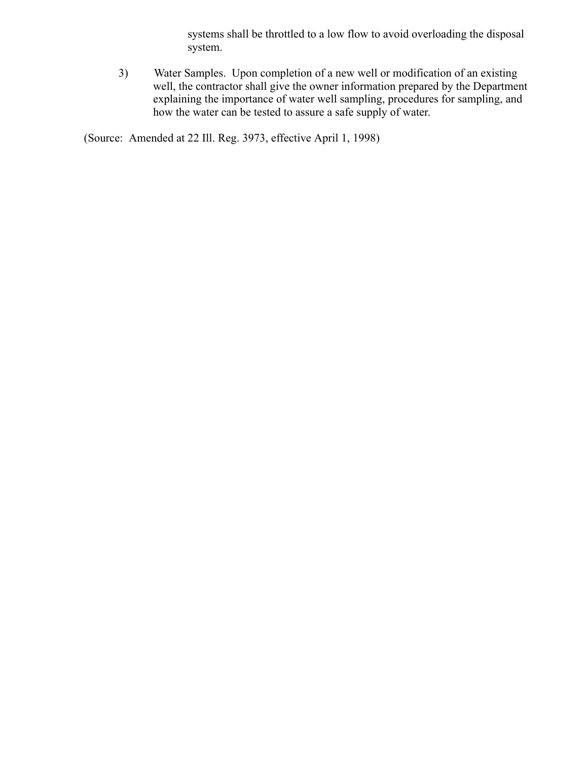systems shall be throttled to a low flow to avoid overloading the disposal system.

3) Water Samples. Upon completion of a new well or modification of an existing well, the contractor shall give the owner information prepared by the Department explaining the importance of water well sampling, procedures for sampling, and how the water can be tested to assure a safe supply of water.

(Source: Amended at 22 Ill. Reg. 3973, effective April 1, 1998)